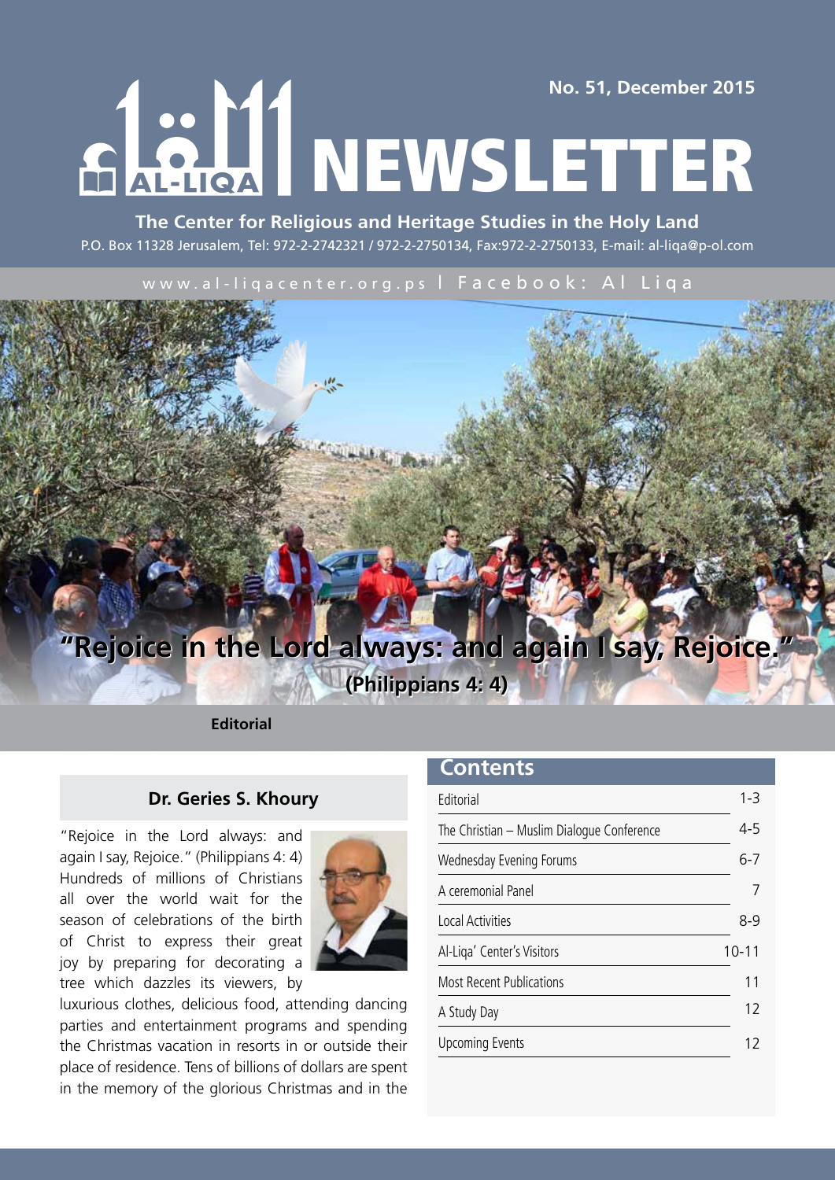No. 51, December 2015

# AL-LIQA NEWSLETTER

**The Center for Religious and Heritage Studies in the Holy Land**

P.O. Box 11328 Jerusalem, Tel: 972-2-2742321 / 972-2-2750134, Fax:972-2-2750133, E-mail: al-liqa@p-ol.com

www.al-liqacenter.org.ps l Facebook: Al Liqa

**"Rejoice in the Lord always: and again I say, Rejoice."**
**(Philippians 4: 4)**

## Contents

| | |
|---|---|
| Editorial | 1-3 |
| The Christian – Muslim Dialogue Conference | 4-5 |
| Wednesday Evening Forums | 6-7 |
| A ceremonial Panel | 7 |
| Local Activities | 8-9 |
| Al-Liqa' Center's Visitors | 10-11 |
| Most Recent Publications | 11 |
| A Study Day | 12 |
| Upcoming Events | 12 |

## Editorial

### Dr. Geries S. Khoury

"Rejoice in the Lord always: and again I say, Rejoice." (Philippians 4: 4) Hundreds of millions of Christians all over the world wait for the season of celebrations of the birth of Christ to express their great joy by preparing for decorating a tree which dazzles its viewers, by luxurious clothes, delicious food, attending dancing parties and entertainment programs and spending the Christmas vacation in resorts in or outside their place of residence. Tens of billions of dollars are spent in the memory of the glorious Christmas and in the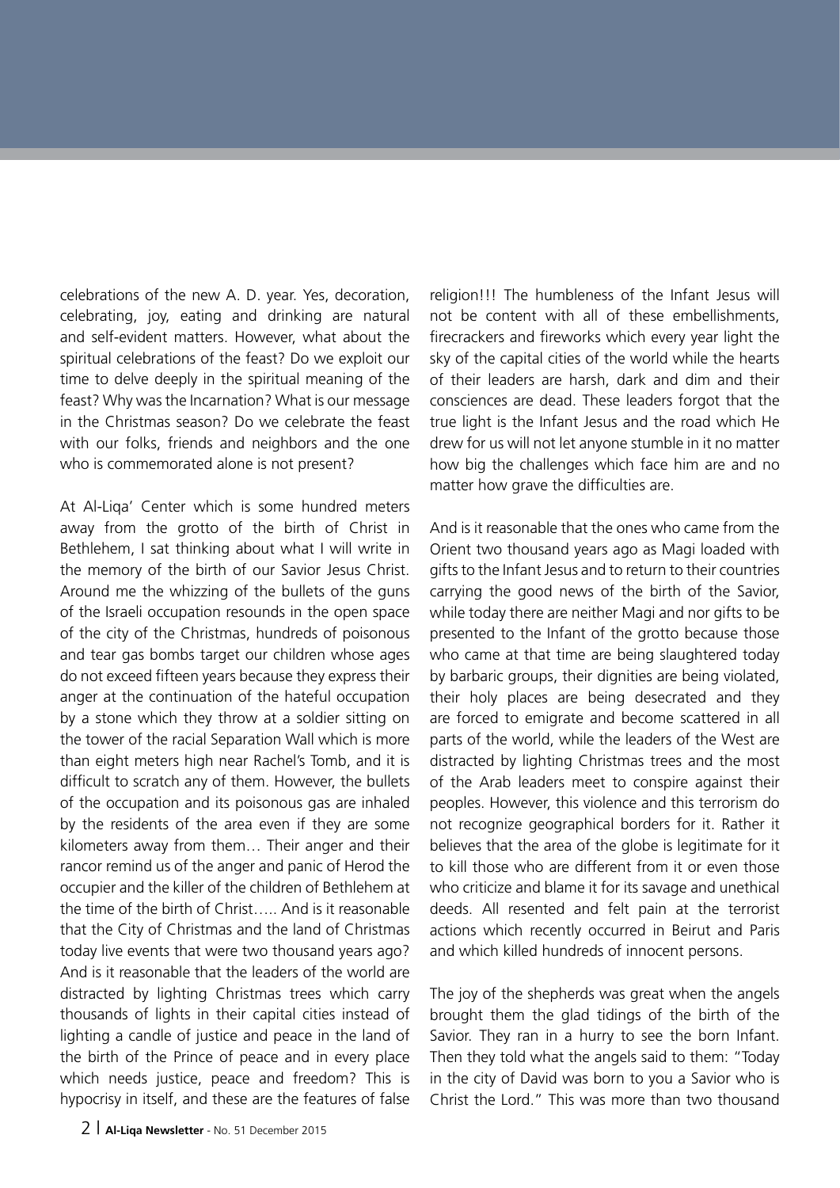celebrations of the new A. D. year. Yes, decoration, celebrating, joy, eating and drinking are natural and self-evident matters. However, what about the spiritual celebrations of the feast? Do we exploit our time to delve deeply in the spiritual meaning of the feast? Why was the Incarnation? What is our message in the Christmas season? Do we celebrate the feast with our folks, friends and neighbors and the one who is commemorated alone is not present?

At Al-Liqa' Center which is some hundred meters away from the grotto of the birth of Christ in Bethlehem, I sat thinking about what I will write in the memory of the birth of our Savior Jesus Christ. Around me the whizzing of the bullets of the guns of the Israeli occupation resounds in the open space of the city of the Christmas, hundreds of poisonous and tear gas bombs target our children whose ages do not exceed fifteen years because they express their anger at the continuation of the hateful occupation by a stone which they throw at a soldier sitting on the tower of the racial Separation Wall which is more than eight meters high near Rachel's Tomb, and it is difficult to scratch any of them. However, the bullets of the occupation and its poisonous gas are inhaled by the residents of the area even if they are some kilometers away from them… Their anger and their rancor remind us of the anger and panic of Herod the occupier and the killer of the children of Bethlehem at the time of the birth of Christ….. And is it reasonable that the City of Christmas and the land of Christmas today live events that were two thousand years ago? And is it reasonable that the leaders of the world are distracted by lighting Christmas trees which carry thousands of lights in their capital cities instead of lighting a candle of justice and peace in the land of the birth of the Prince of peace and in every place which needs justice, peace and freedom? This is hypocrisy in itself, and these are the features of false religion!!! The humbleness of the Infant Jesus will not be content with all of these embellishments, firecrackers and fireworks which every year light the sky of the capital cities of the world while the hearts of their leaders are harsh, dark and dim and their consciences are dead. These leaders forgot that the true light is the Infant Jesus and the road which He drew for us will not let anyone stumble in it no matter how big the challenges which face him are and no matter how grave the difficulties are.

And is it reasonable that the ones who came from the Orient two thousand years ago as Magi loaded with gifts to the Infant Jesus and to return to their countries carrying the good news of the birth of the Savior, while today there are neither Magi and nor gifts to be presented to the Infant of the grotto because those who came at that time are being slaughtered today by barbaric groups, their dignities are being violated, their holy places are being desecrated and they are forced to emigrate and become scattered in all parts of the world, while the leaders of the West are distracted by lighting Christmas trees and the most of the Arab leaders meet to conspire against their peoples. However, this violence and this terrorism do not recognize geographical borders for it. Rather it believes that the area of the globe is legitimate for it to kill those who are different from it or even those who criticize and blame it for its savage and unethical deeds. All resented and felt pain at the terrorist actions which recently occurred in Beirut and Paris and which killed hundreds of innocent persons.

The joy of the shepherds was great when the angels brought them the glad tidings of the birth of the Savior. They ran in a hurry to see the born Infant. Then they told what the angels said to them: "Today in the city of David was born to you a Savior who is Christ the Lord." This was more than two thousand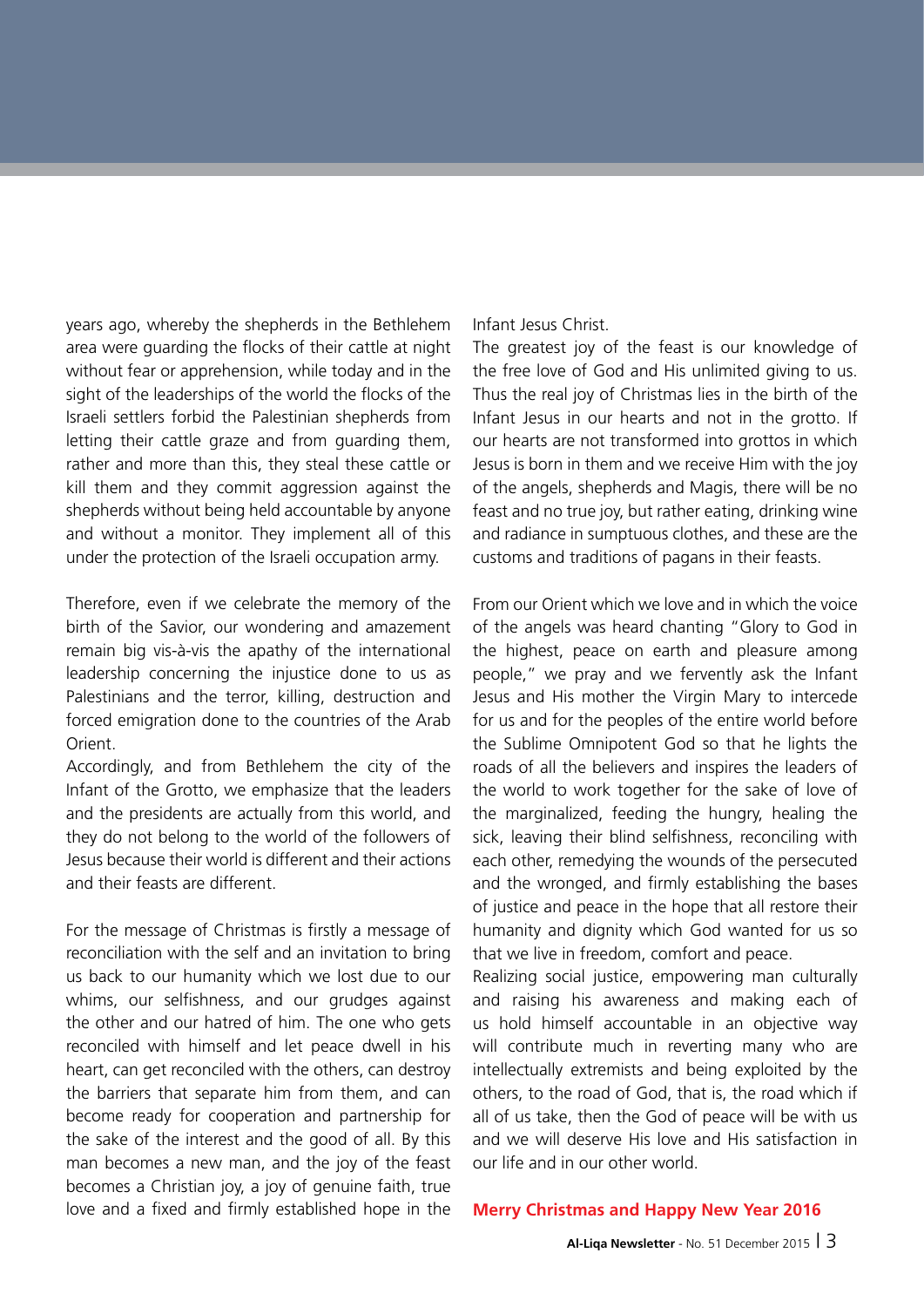years ago, whereby the shepherds in the Bethlehem area were guarding the flocks of their cattle at night without fear or apprehension, while today and in the sight of the leaderships of the world the flocks of the Israeli settlers forbid the Palestinian shepherds from letting their cattle graze and from guarding them, rather and more than this, they steal these cattle or kill them and they commit aggression against the shepherds without being held accountable by anyone and without a monitor. They implement all of this under the protection of the Israeli occupation army.

Therefore, even if we celebrate the memory of the birth of the Savior, our wondering and amazement remain big vis-à-vis the apathy of the international leadership concerning the injustice done to us as Palestinians and the terror, killing, destruction and forced emigration done to the countries of the Arab Orient.

Accordingly, and from Bethlehem the city of the Infant of the Grotto, we emphasize that the leaders and the presidents are actually from this world, and they do not belong to the world of the followers of Jesus because their world is different and their actions and their feasts are different.

For the message of Christmas is firstly a message of reconciliation with the self and an invitation to bring us back to our humanity which we lost due to our whims, our selfishness, and our grudges against the other and our hatred of him. The one who gets reconciled with himself and let peace dwell in his heart, can get reconciled with the others, can destroy the barriers that separate him from them, and can become ready for cooperation and partnership for the sake of the interest and the good of all. By this man becomes a new man, and the joy of the feast becomes a Christian joy, a joy of genuine faith, true love and a fixed and firmly established hope in the Infant Jesus Christ.

The greatest joy of the feast is our knowledge of the free love of God and His unlimited giving to us. Thus the real joy of Christmas lies in the birth of the Infant Jesus in our hearts and not in the grotto. If our hearts are not transformed into grottos in which Jesus is born in them and we receive Him with the joy of the angels, shepherds and Magis, there will be no feast and no true joy, but rather eating, drinking wine and radiance in sumptuous clothes, and these are the customs and traditions of pagans in their feasts.

From our Orient which we love and in which the voice of the angels was heard chanting "Glory to God in the highest, peace on earth and pleasure among people," we pray and we fervently ask the Infant Jesus and His mother the Virgin Mary to intercede for us and for the peoples of the entire world before the Sublime Omnipotent God so that he lights the roads of all the believers and inspires the leaders of the world to work together for the sake of love of the marginalized, feeding the hungry, healing the sick, leaving their blind selfishness, reconciling with each other, remedying the wounds of the persecuted and the wronged, and firmly establishing the bases of justice and peace in the hope that all restore their humanity and dignity which God wanted for us so that we live in freedom, comfort and peace.

Realizing social justice, empowering man culturally and raising his awareness and making each of us hold himself accountable in an objective way will contribute much in reverting many who are intellectually extremists and being exploited by the others, to the road of God, that is, the road which if all of us take, then the God of peace will be with us and we will deserve His love and His satisfaction in our life and in our other world.

**Merry Christmas and Happy New Year 2016**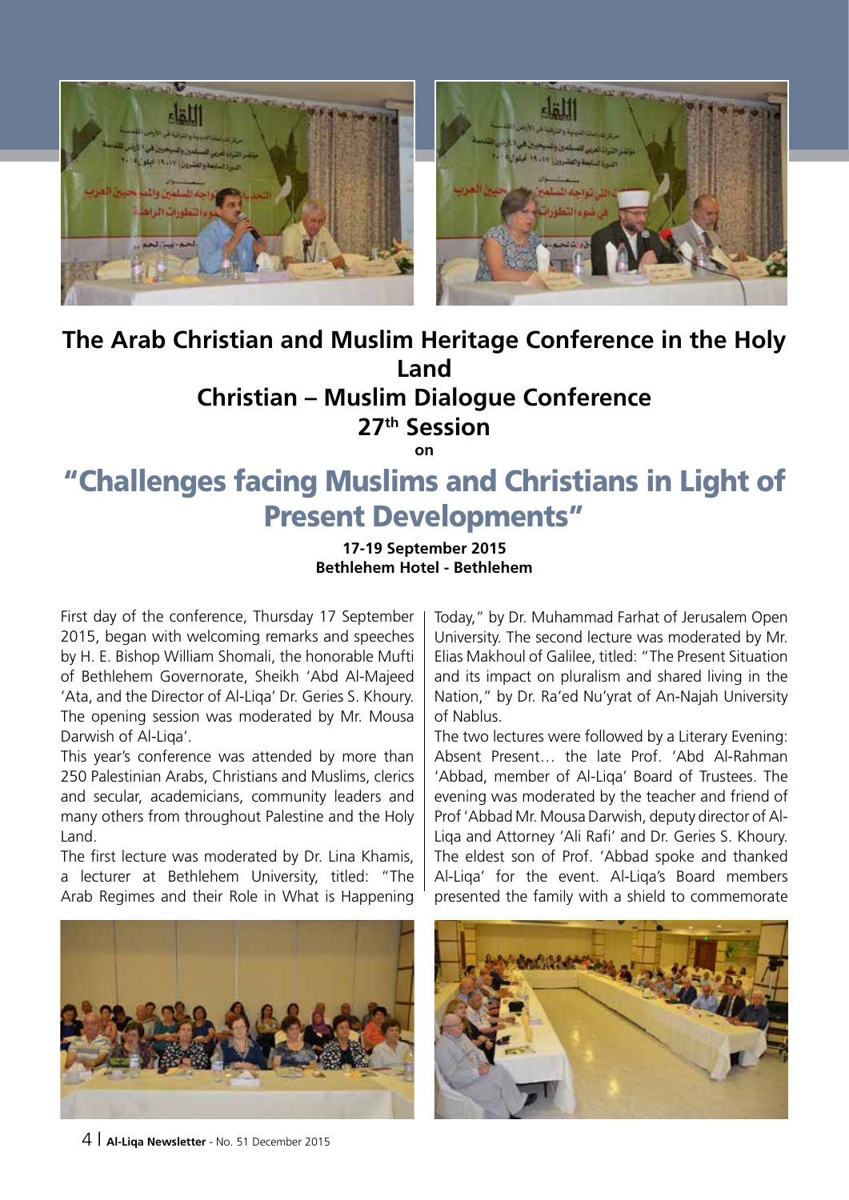# The Arab Christian and Muslim Heritage Conference in the Holy Land

## Christian – Muslim Dialogue Conference

## 27th Session

**on**

# "Challenges facing Muslims and Christians in Light of Present Developments"

**17-19 September 2015**
**Bethlehem Hotel - Bethlehem**

First day of the conference, Thursday 17 September 2015, began with welcoming remarks and speeches by H. E. Bishop William Shomali, the honorable Mufti of Bethlehem Governorate, Sheikh 'Abd Al-Majeed 'Ata, and the Director of Al-Liqa' Dr. Geries S. Khoury. The opening session was moderated by Mr. Mousa Darwish of Al-Liqa'.

This year's conference was attended by more than 250 Palestinian Arabs, Christians and Muslims, clerics and secular, academicians, community leaders and many others from throughout Palestine and the Holy Land.

The first lecture was moderated by Dr. Lina Khamis, a lecturer at Bethlehem University, titled: "The Arab Regimes and their Role in What is Happening Today," by Dr. Muhammad Farhat of Jerusalem Open University. The second lecture was moderated by Mr. Elias Makhoul of Galilee, titled: "The Present Situation and its impact on pluralism and shared living in the Nation," by Dr. Ra'ed Nu'yrat of An-Najah University of Nablus.

The two lectures were followed by a Literary Evening: Absent Present… the late Prof. 'Abd Al-Rahman 'Abbad, member of Al-Liqa' Board of Trustees. The evening was moderated by the teacher and friend of Prof 'Abbad Mr. Mousa Darwish, deputy director of Al-Liqa and Attorney 'Ali Rafi' and Dr. Geries S. Khoury. The eldest son of Prof. 'Abbad spoke and thanked Al-Liqa' for the event. Al-Liqa's Board members presented the family with a shield to commemorate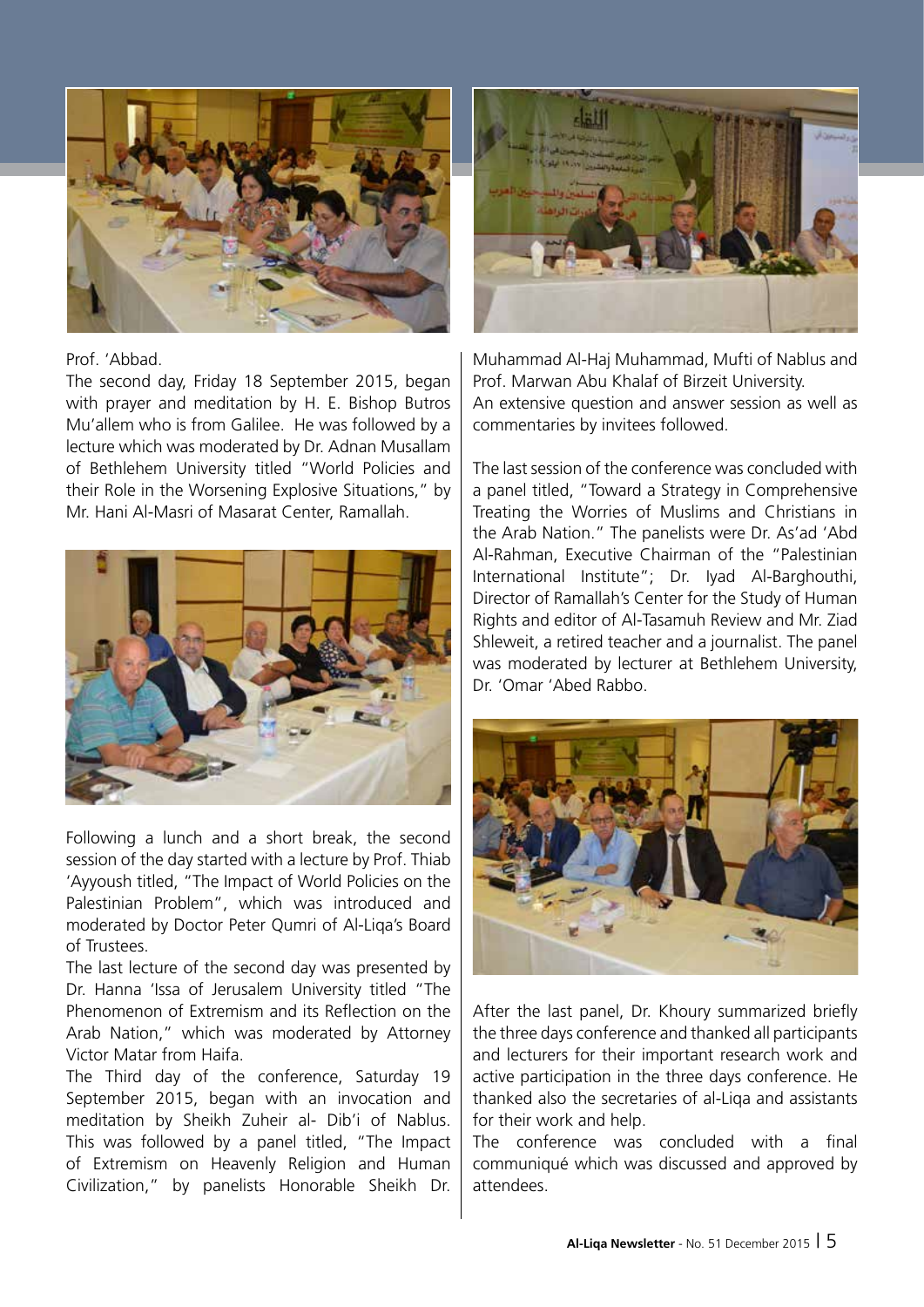Prof. 'Abbad.

The second day, Friday 18 September 2015, began with prayer and meditation by H. E. Bishop Butros Mu'allem who is from Galilee. He was followed by a lecture which was moderated by Dr. Adnan Musallam of Bethlehem University titled "World Policies and their Role in the Worsening Explosive Situations," by Mr. Hani Al-Masri of Masarat Center, Ramallah.

Following a lunch and a short break, the second session of the day started with a lecture by Prof. Thiab 'Ayyoush titled, "The Impact of World Policies on the Palestinian Problem", which was introduced and moderated by Doctor Peter Qumri of Al-Liqa's Board of Trustees.

The last lecture of the second day was presented by Dr. Hanna 'Issa of Jerusalem University titled "The Phenomenon of Extremism and its Reflection on the Arab Nation," which was moderated by Attorney Victor Matar from Haifa.

The Third day of the conference, Saturday 19 September 2015, began with an invocation and meditation by Sheikh Zuheir al- Dib'i of Nablus. This was followed by a panel titled, "The Impact of Extremism on Heavenly Religion and Human Civilization," by panelists Honorable Sheikh Dr. Muhammad Al-Haj Muhammad, Mufti of Nablus and Prof. Marwan Abu Khalaf of Birzeit University.

An extensive question and answer session as well as commentaries by invitees followed.

The last session of the conference was concluded with a panel titled, "Toward a Strategy in Comprehensive Treating the Worries of Muslims and Christians in the Arab Nation." The panelists were Dr. As'ad 'Abd Al-Rahman, Executive Chairman of the "Palestinian International Institute"; Dr. Iyad Al-Barghouthi, Director of Ramallah's Center for the Study of Human Rights and editor of Al-Tasamuh Review and Mr. Ziad Shleweit, a retired teacher and a journalist. The panel was moderated by lecturer at Bethlehem University, Dr. 'Omar 'Abed Rabbo.

After the last panel, Dr. Khoury summarized briefly the three days conference and thanked all participants and lecturers for their important research work and active participation in the three days conference. He thanked also the secretaries of al-Liqa and assistants for their work and help.

The conference was concluded with a final communiqué which was discussed and approved by attendees.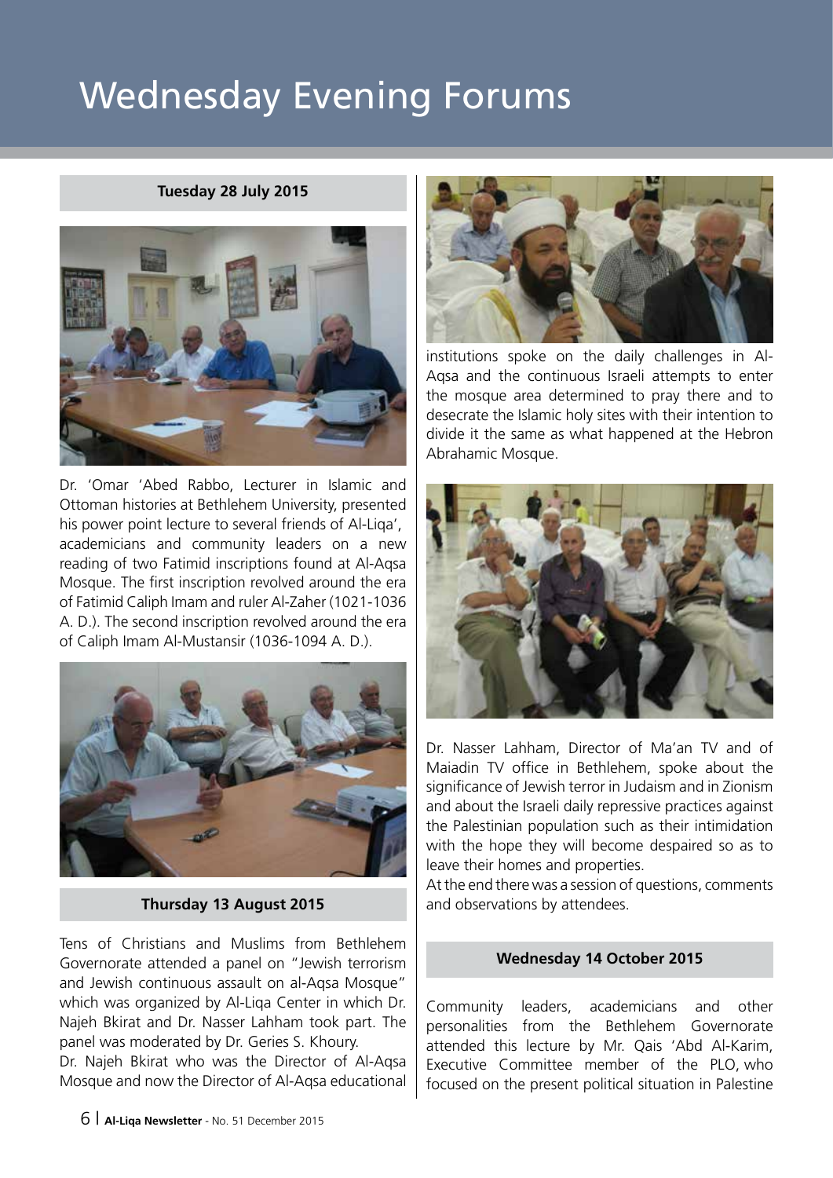# Wednesday Evening Forums

**Tuesday 28 July 2015**

Dr. 'Omar 'Abed Rabbo, Lecturer in Islamic and Ottoman histories at Bethlehem University, presented his power point lecture to several friends of Al-Liqa', academicians and community leaders on a new reading of two Fatimid inscriptions found at Al-Aqsa Mosque. The first inscription revolved around the era of Fatimid Caliph Imam and ruler Al-Zaher (1021-1036 A. D.). The second inscription revolved around the era of Caliph Imam Al-Mustansir (1036-1094 A. D.).

**Thursday 13 August 2015**

Tens of Christians and Muslims from Bethlehem Governorate attended a panel on "Jewish terrorism and Jewish continuous assault on al-Aqsa Mosque" which was organized by Al-Liqa Center in which Dr. Najeh Bkirat and Dr. Nasser Lahham took part. The panel was moderated by Dr. Geries S. Khoury.

Dr. Najeh Bkirat who was the Director of Al-Aqsa Mosque and now the Director of Al-Aqsa educational institutions spoke on the daily challenges in Al-Aqsa and the continuous Israeli attempts to enter the mosque area determined to pray there and to desecrate the Islamic holy sites with their intention to divide it the same as what happened at the Hebron Abrahamic Mosque.

Dr. Nasser Lahham, Director of Ma'an TV and of Maiadin TV office in Bethlehem, spoke about the significance of Jewish terror in Judaism and in Zionism and about the Israeli daily repressive practices against the Palestinian population such as their intimidation with the hope they will become despaired so as to leave their homes and properties.

At the end there was a session of questions, comments and observations by attendees.

**Wednesday 14 October 2015**

Community leaders, academicians and other personalities from the Bethlehem Governorate attended this lecture by Mr. Qais 'Abd Al-Karim, Executive Committee member of the PLO, who focused on the present political situation in Palestine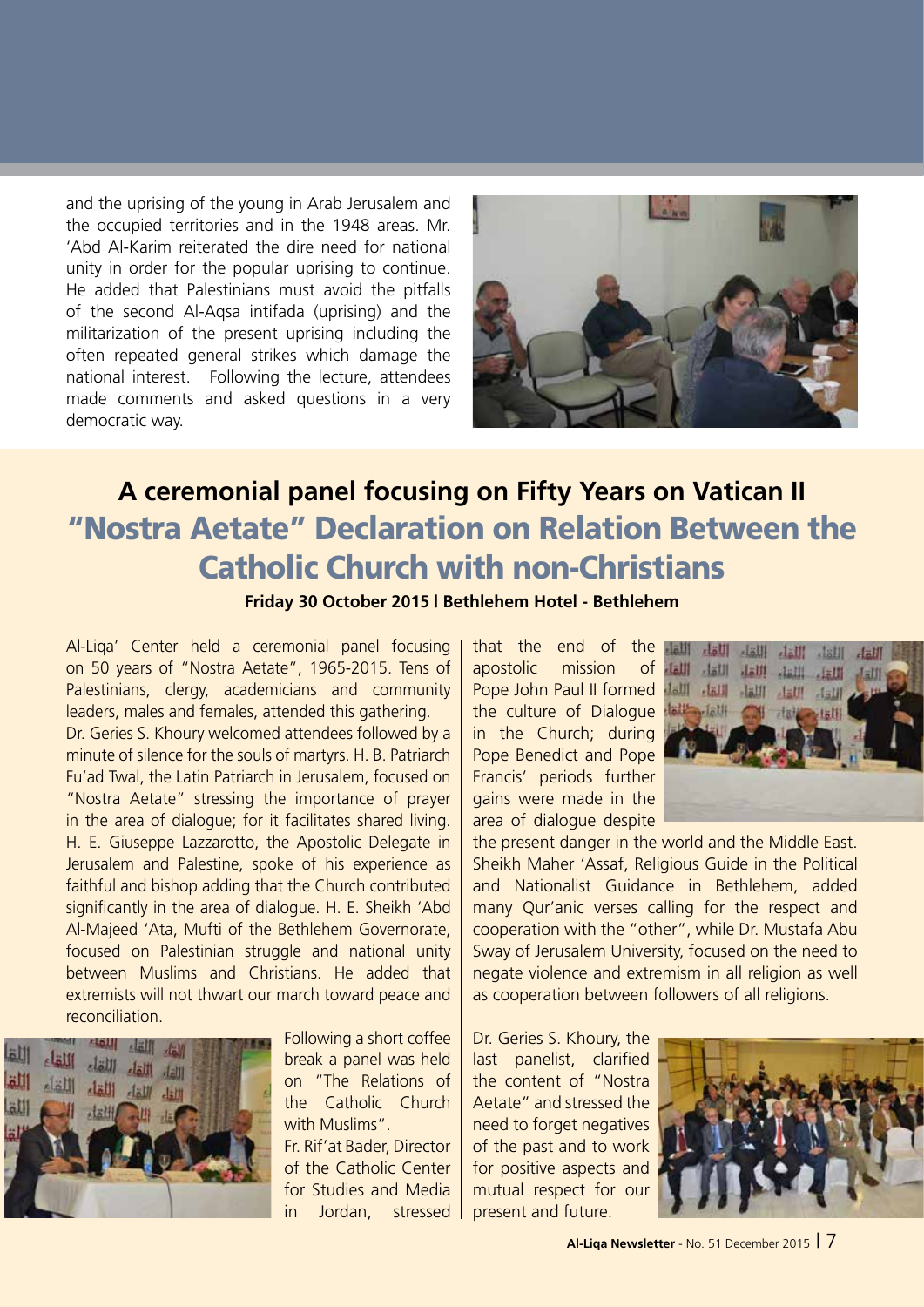and the uprising of the young in Arab Jerusalem and the occupied territories and in the 1948 areas. Mr. 'Abd Al-Karim reiterated the dire need for national unity in order for the popular uprising to continue. He added that Palestinians must avoid the pitfalls of the second Al-Aqsa intifada (uprising) and the militarization of the present uprising including the often repeated general strikes which damage the national interest. Following the lecture, attendees made comments and asked questions in a very democratic way.

## A ceremonial panel focusing on Fifty Years on Vatican II "Nostra Aetate" Declaration on Relation Between the Catholic Church with non-Christians

**Friday 30 October 2015 | Bethlehem Hotel - Bethlehem**

Al-Liqa' Center held a ceremonial panel focusing on 50 years of "Nostra Aetate", 1965-2015. Tens of Palestinians, clergy, academicians and community leaders, males and females, attended this gathering.

Dr. Geries S. Khoury welcomed attendees followed by a minute of silence for the souls of martyrs. H. B. Patriarch Fu'ad Twal, the Latin Patriarch in Jerusalem, focused on "Nostra Aetate" stressing the importance of prayer in the area of dialogue; for it facilitates shared living. H. E. Giuseppe Lazzarotto, the Apostolic Delegate in Jerusalem and Palestine, spoke of his experience as faithful and bishop adding that the Church contributed significantly in the area of dialogue. H. E. Sheikh 'Abd Al-Majeed 'Ata, Mufti of the Bethlehem Governorate, focused on Palestinian struggle and national unity between Muslims and Christians. He added that extremists will not thwart our march toward peace and reconciliation.

Following a short coffee break a panel was held on "The Relations of the Catholic Church with Muslims".

Fr. Rif'at Bader, Director of the Catholic Center for Studies and Media in Jordan, stressed that the end of the apostolic mission of Pope John Paul II formed the culture of Dialogue in the Church; during Pope Benedict and Pope Francis' periods further gains were made in the area of dialogue despite the present danger in the world and the Middle East. Sheikh Maher 'Assaf, Religious Guide in the Political and Nationalist Guidance in Bethlehem, added many Qur'anic verses calling for the respect and cooperation with the "other", while Dr. Mustafa Abu Sway of Jerusalem University, focused on the need to negate violence and extremism in all religion as well as cooperation between followers of all religions.

Dr. Geries S. Khoury, the last panelist, clarified the content of "Nostra Aetate" and stressed the need to forget negatives of the past and to work for positive aspects and mutual respect for our present and future.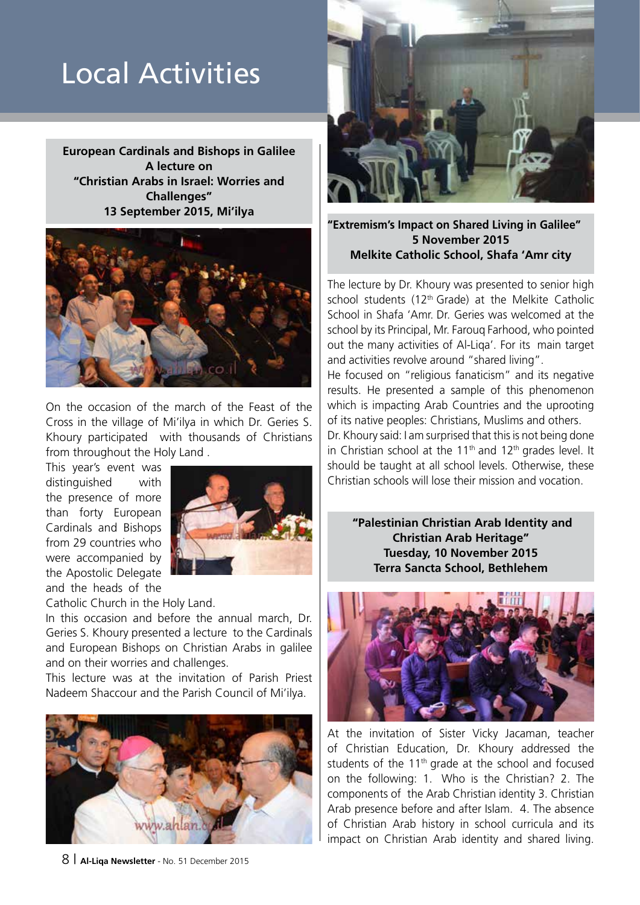# Local Activities

**European Cardinals and Bishops in Galilee**
**A lecture on**
**"Christian Arabs in Israel: Worries and Challenges"**
**13 September 2015, Mi'ilya**

On the occasion of the march of the Feast of the Cross in the village of Mi'ilya in which Dr. Geries S. Khoury participated with thousands of Christians from throughout the Holy Land .

This year's event was distinguished with the presence of more than forty European Cardinals and Bishops from 29 countries who were accompanied by the Apostolic Delegate and the heads of the Catholic Church in the Holy Land.

In this occasion and before the annual march, Dr. Geries S. Khoury presented a lecture to the Cardinals and European Bishops on Christian Arabs in galilee and on their worries and challenges.

This lecture was at the invitation of Parish Priest Nadeem Shaccour and the Parish Council of Mi'ilya.

**"Extremism's Impact on Shared Living in Galilee"**
**5 November 2015**
**Melkite Catholic School, Shafa 'Amr city**

The lecture by Dr. Khoury was presented to senior high school students (12th Grade) at the Melkite Catholic School in Shafa 'Amr. Dr. Geries was welcomed at the school by its Principal, Mr. Farouq Farhood, who pointed out the many activities of Al-Liqa'. For its main target and activities revolve around "shared living".

He focused on "religious fanaticism" and its negative results. He presented a sample of this phenomenon which is impacting Arab Countries and the uprooting of its native peoples: Christians, Muslims and others.

Dr. Khoury said: I am surprised that this is not being done in Christian school at the 11th and 12th grades level. It should be taught at all school levels. Otherwise, these Christian schools will lose their mission and vocation.

**"Palestinian Christian Arab Identity and Christian Arab Heritage"**
**Tuesday, 10 November 2015**
**Terra Sancta School, Bethlehem**

At the invitation of Sister Vicky Jacaman, teacher of Christian Education, Dr. Khoury addressed the students of the 11th grade at the school and focused on the following: 1. Who is the Christian? 2. The components of the Arab Christian identity 3. Christian Arab presence before and after Islam. 4. The absence of Christian Arab history in school curricula and its impact on Christian Arab identity and shared living.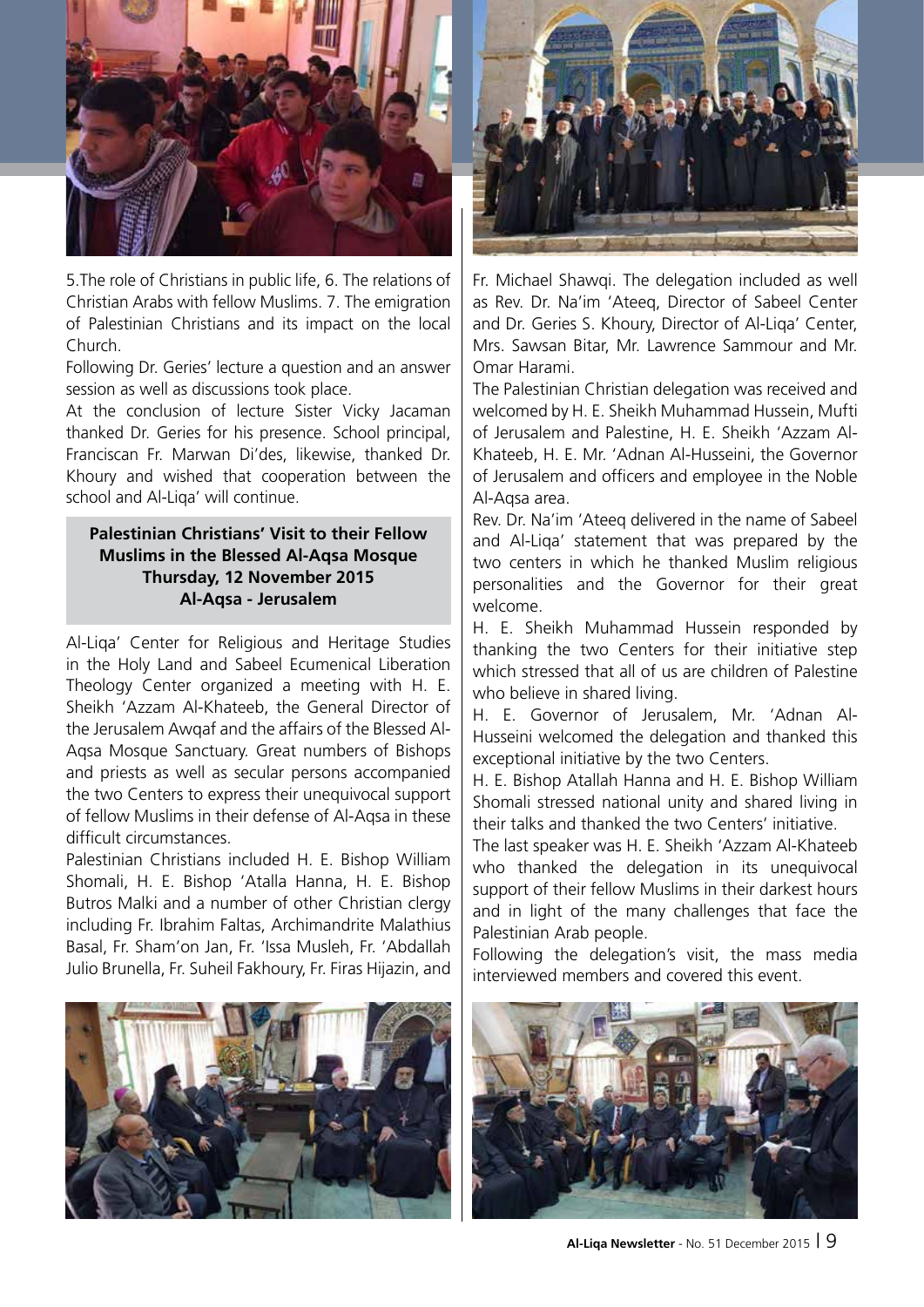5.The role of Christians in public life, 6. The relations of Christian Arabs with fellow Muslims. 7. The emigration of Palestinian Christians and its impact on the local Church.

Following Dr. Geries' lecture a question and an answer session as well as discussions took place.

At the conclusion of lecture Sister Vicky Jacaman thanked Dr. Geries for his presence. School principal, Franciscan Fr. Marwan Di'des, likewise, thanked Dr. Khoury and wished that cooperation between the school and Al-Liqa' will continue.

## Palestinian Christians' Visit to their Fellow Muslims in the Blessed Al-Aqsa Mosque
**Thursday, 12 November 2015**
**Al-Aqsa - Jerusalem**

Al-Liqa' Center for Religious and Heritage Studies in the Holy Land and Sabeel Ecumenical Liberation Theology Center organized a meeting with H. E. Sheikh 'Azzam Al-Khateeb, the General Director of the Jerusalem Awqaf and the affairs of the Blessed Al-Aqsa Mosque Sanctuary. Great numbers of Bishops and priests as well as secular persons accompanied the two Centers to express their unequivocal support of fellow Muslims in their defense of Al-Aqsa in these difficult circumstances.

Palestinian Christians included H. E. Bishop William Shomali, H. E. Bishop 'Atalla Hanna, H. E. Bishop Butros Malki and a number of other Christian clergy including Fr. Ibrahim Faltas, Archimandrite Malathius Basal, Fr. Sham'on Jan, Fr. 'Issa Musleh, Fr. 'Abdallah Julio Brunella, Fr. Suheil Fakhoury, Fr. Firas Hijazin, and Fr. Michael Shawqi. The delegation included as well as Rev. Dr. Na'im 'Ateeq, Director of Sabeel Center and Dr. Geries S. Khoury, Director of Al-Liqa' Center, Mrs. Sawsan Bitar, Mr. Lawrence Sammour and Mr. Omar Harami.

The Palestinian Christian delegation was received and welcomed by H. E. Sheikh Muhammad Hussein, Mufti of Jerusalem and Palestine, H. E. Sheikh 'Azzam Al-Khateeb, H. E. Mr. 'Adnan Al-Husseini, the Governor of Jerusalem and officers and employee in the Noble Al-Aqsa area.

Rev. Dr. Na'im 'Ateeq delivered in the name of Sabeel and Al-Liqa' statement that was prepared by the two centers in which he thanked Muslim religious personalities and the Governor for their great welcome.

H. E. Sheikh Muhammad Hussein responded by thanking the two Centers for their initiative step which stressed that all of us are children of Palestine who believe in shared living.

H. E. Governor of Jerusalem, Mr. 'Adnan Al-Husseini welcomed the delegation and thanked this exceptional initiative by the two Centers.

H. E. Bishop Atallah Hanna and H. E. Bishop William Shomali stressed national unity and shared living in their talks and thanked the two Centers' initiative.

The last speaker was H. E. Sheikh 'Azzam Al-Khateeb who thanked the delegation in its unequivocal support of their fellow Muslims in their darkest hours and in light of the many challenges that face the Palestinian Arab people.

Following the delegation's visit, the mass media interviewed members and covered this event.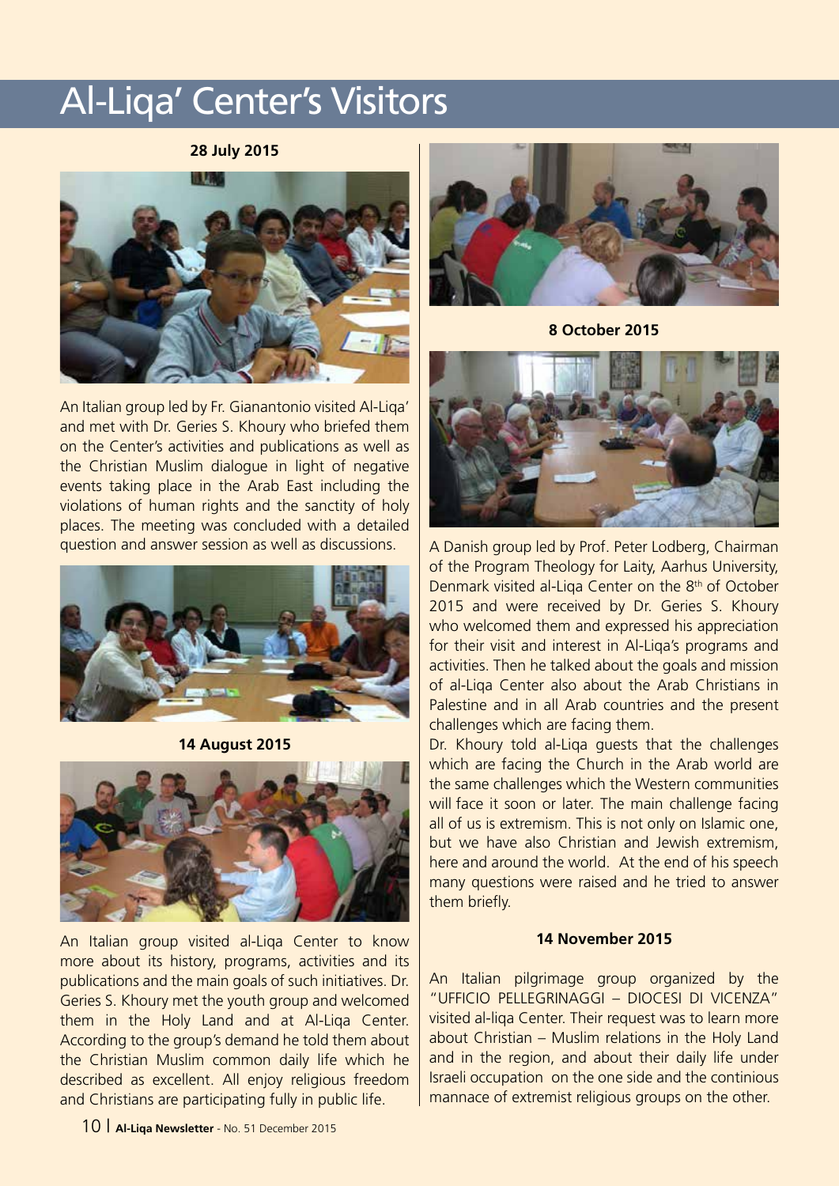# Al-Liqa' Center's Visitors

**28 July 2015**

An Italian group led by Fr. Gianantonio visited Al-Liqa' and met with Dr. Geries S. Khoury who briefed them on the Center's activities and publications as well as the Christian Muslim dialogue in light of negative events taking place in the Arab East including the violations of human rights and the sanctity of holy places. The meeting was concluded with a detailed question and answer session as well as discussions.

**14 August 2015**

An Italian group visited al-Liqa Center to know more about its history, programs, activities and its publications and the main goals of such initiatives. Dr. Geries S. Khoury met the youth group and welcomed them in the Holy Land and at Al-Liqa Center. According to the group's demand he told them about the Christian Muslim common daily life which he described as excellent. All enjoy religious freedom and Christians are participating fully in public life.

**8 October 2015**

A Danish group led by Prof. Peter Lodberg, Chairman of the Program Theology for Laity, Aarhus University, Denmark visited al-Liqa Center on the 8th of October 2015 and were received by Dr. Geries S. Khoury who welcomed them and expressed his appreciation for their visit and interest in Al-Liqa's programs and activities. Then he talked about the goals and mission of al-Liqa Center also about the Arab Christians in Palestine and in all Arab countries and the present challenges which are facing them.

Dr. Khoury told al-Liqa guests that the challenges which are facing the Church in the Arab world are the same challenges which the Western communities will face it soon or later. The main challenge facing all of us is extremism. This is not only on Islamic one, but we have also Christian and Jewish extremism, here and around the world. At the end of his speech many questions were raised and he tried to answer them briefly.

**14 November 2015**

An Italian pilgrimage group organized by the "UFFICIO PELLEGRINAGGI – DIOCESI DI VICENZA" visited al-liqa Center. Their request was to learn more about Christian – Muslim relations in the Holy Land and in the region, and about their daily life under Israeli occupation on the one side and the continious mannace of extremist religious groups on the other.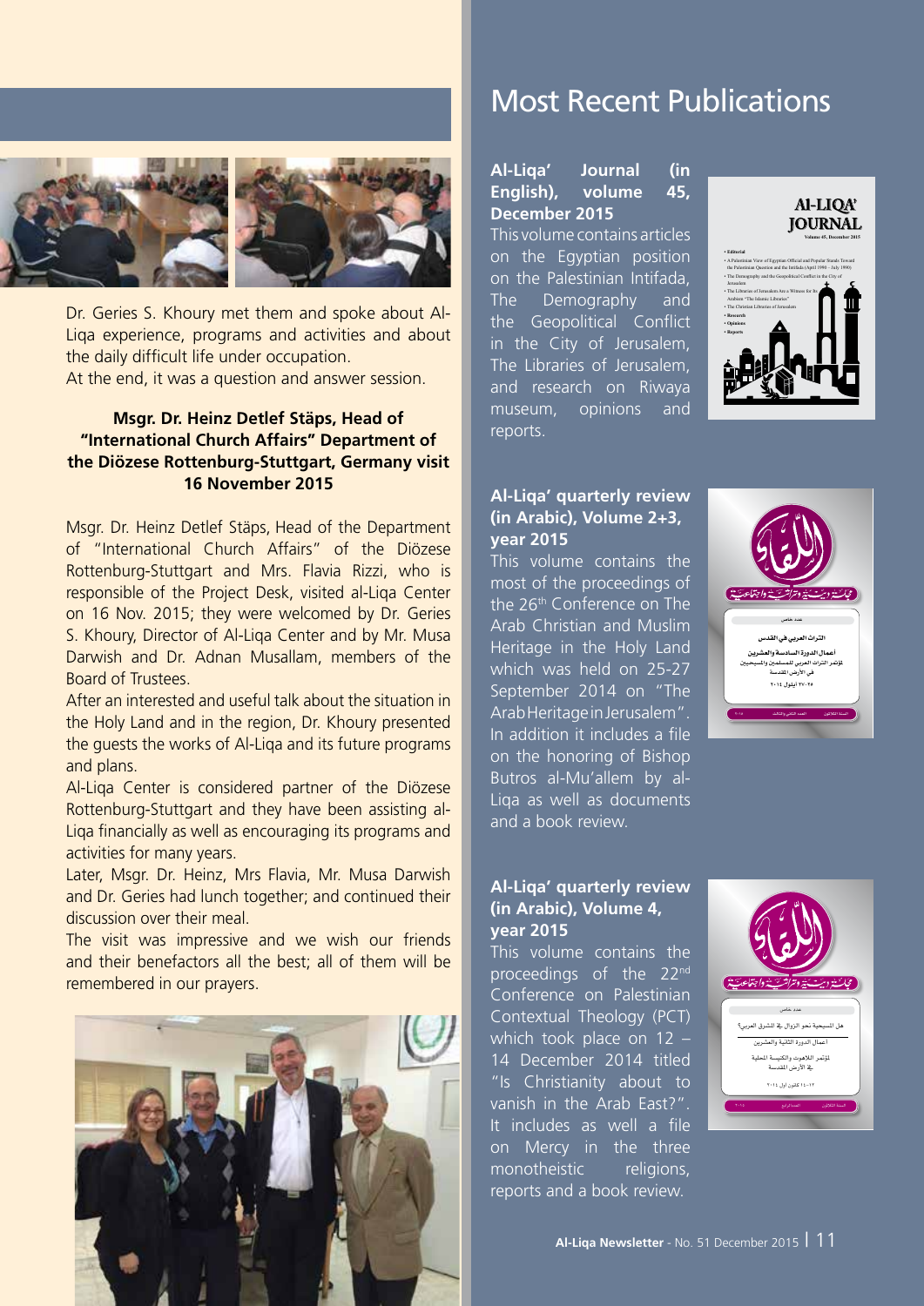Dr. Geries S. Khoury met them and spoke about Al-Liqa experience, programs and activities and about the daily difficult life under occupation.
At the end, it was a question and answer session.

**Msgr. Dr. Heinz Detlef Stäps, Head of "International Church Affairs" Department of the Diözese Rottenburg-Stuttgart, Germany visit 16 November 2015**

Msgr. Dr. Heinz Detlef Stäps, Head of the Department of "International Church Affairs" of the Diözese Rottenburg-Stuttgart and Mrs. Flavia Rizzi, who is responsible of the Project Desk, visited al-Liqa Center on 16 Nov. 2015; they were welcomed by Dr. Geries S. Khoury, Director of Al-Liqa Center and by Mr. Musa Darwish and Dr. Adnan Musallam, members of the Board of Trustees.

After an interested and useful talk about the situation in the Holy Land and in the region, Dr. Khoury presented the guests the works of Al-Liqa and its future programs and plans.

Al-Liqa Center is considered partner of the Diözese Rottenburg-Stuttgart and they have been assisting al-Liqa financially as well as encouraging its programs and activities for many years.

Later, Msgr. Dr. Heinz, Mrs Flavia, Mr. Musa Darwish and Dr. Geries had lunch together; and continued their discussion over their meal.

The visit was impressive and we wish our friends and their benefactors all the best; all of them will be remembered in our prayers.

# Most Recent Publications

**Al-Liqa' Journal (in English), volume 45, December 2015**

This volume contains articles on the Egyptian position on the Palestinian Intifada, The Demography and the Geopolitical Conflict in the City of Jerusalem, The Libraries of Jerusalem, and research on Riwaya museum, opinions and reports.

**Al-Liqa' quarterly review (in Arabic), Volume 2+3, year 2015**

This volume contains the most of the proceedings of the 26th Conference on The Arab Christian and Muslim Heritage in the Holy Land which was held on 25-27 September 2014 on "The Arab Heritage in Jerusalem". In addition it includes a file on the honoring of Bishop Butros al-Mu'allem by al-Liqa as well as documents and a book review.

**Al-Liqa' quarterly review (in Arabic), Volume 4, year 2015**

This volume contains the proceedings of the 22nd Conference on Palestinian Contextual Theology (PCT) which took place on 12 – 14 December 2014 titled "Is Christianity about to vanish in the Arab East?". It includes as well a file on Mercy in the three monotheistic religions, reports and a book review.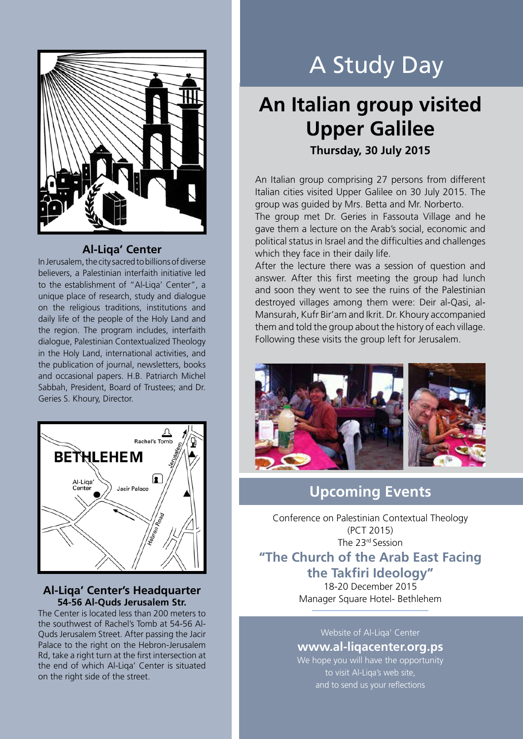### Al-Liqa' Center

In Jerusalem, the city sacred to billions of diverse believers, a Palestinian interfaith initiative led to the establishment of "Al-Liqa' Center", a unique place of research, study and dialogue on the religious traditions, institutions and daily life of the people of the Holy Land and the region. The program includes, interfaith dialogue, Palestinian Contextualized Theology in the Holy Land, international activities, and the publication of journal, newsletters, books and occasional papers. H.B. Patriarch Michel Sabbah, President, Board of Trustees; and Dr. Geries S. Khoury, Director.

### Al-Liqa' Center's Headquarter

**54-56 Al-Quds Jerusalem Str.**

The Center is located less than 200 meters to the southwest of Rachel's Tomb at 54-56 Al-Quds Jerusalem Street. After passing the Jacir Palace to the right on the Hebron-Jerusalem Rd, take a right turn at the first intersection at the end of which Al-Liqa' Center is situated on the right side of the street.

# A Study Day

## An Italian group visited Upper Galilee

**Thursday, 30 July 2015**

An Italian group comprising 27 persons from different Italian cities visited Upper Galilee on 30 July 2015. The group was guided by Mrs. Betta and Mr. Norberto.

The group met Dr. Geries in Fassouta Village and he gave them a lecture on the Arab's social, economic and political status in Israel and the difficulties and challenges which they face in their daily life.

After the lecture there was a session of question and answer. After this first meeting the group had lunch and soon they went to see the ruins of the Palestinian destroyed villages among them were: Deir al-Qasi, al-Mansurah, Kufr Bir'am and Ikrit. Dr. Khoury accompanied them and told the group about the history of each village. Following these visits the group left for Jerusalem.

## Upcoming Events

Conference on Palestinian Contextual Theology
(PCT 2015)
The 23rd Session

**"The Church of the Arab East Facing the Takfiri Ideology"**

18-20 December 2015
Manager Square Hotel- Bethlehem

Website of Al-Liqa' Center

**www.al-liqacenter.org.ps**

We hope you will have the opportunity to visit Al-Liqa's web site, and to send us your reflections